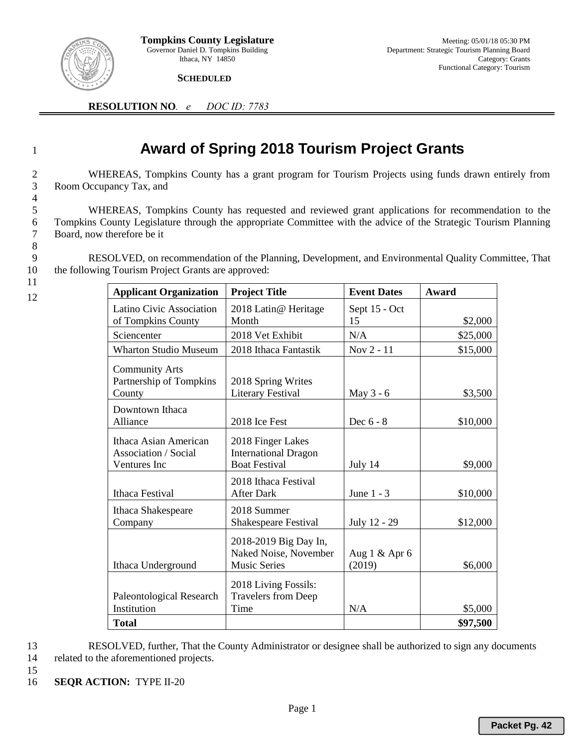**Tompkins County Legislature**
Governor Daniel D. Tompkins Building
Ithaca, NY 14850

Meeting: 05/01/18 05:30 PM
Department: Strategic Tourism Planning Board
Category: Grants
Functional Category: Tourism

**SCHEDULED**

**RESOLUTION NO**. *e* *DOC ID: 7783*

# Award of Spring 2018 Tourism Project Grants

WHEREAS, Tompkins County has a grant program for Tourism Projects using funds drawn entirely from Room Occupancy Tax, and

WHEREAS, Tompkins County has requested and reviewed grant applications for recommendation to the Tompkins County Legislature through the appropriate Committee with the advice of the Strategic Tourism Planning Board, now therefore be it

RESOLVED, on recommendation of the Planning, Development, and Environmental Quality Committee, That the following Tourism Project Grants are approved:

| Applicant Organization | Project Title | Event Dates | Award |
|---|---|---|---|
| Latino Civic Association of Tompkins County | 2018 Latin@ Heritage Month | Sept 15 - Oct 15 | $2,000 |
| Sciencenter | 2018 Vet Exhibit | N/A | $25,000 |
| Wharton Studio Museum | 2018 Ithaca Fantastik | Nov 2 - 11 | $15,000 |
| Community Arts Partnership of Tompkins County | 2018 Spring Writes Literary Festival | May 3 - 6 | $3,500 |
| Downtown Ithaca Alliance | 2018 Ice Fest | Dec 6 - 8 | $10,000 |
| Ithaca Asian American Association / Social Ventures Inc | 2018 Finger Lakes International Dragon Boat Festival | July 14 | $9,000 |
| Ithaca Festival | 2018 Ithaca Festival After Dark | June 1 - 3 | $10,000 |
| Ithaca Shakespeare Company | 2018 Summer Shakespeare Festival | July 12 - 29 | $12,000 |
| Ithaca Underground | 2018-2019 Big Day In, Naked Noise, November Music Series | Aug 1 & Apr 6 (2019) | $6,000 |
| Paleontological Research Institution | 2018 Living Fossils: Travelers from Deep Time | N/A | $5,000 |
| **Total** | | | **$97,500** |

RESOLVED, further, That the County Administrator or designee shall be authorized to sign any documents related to the aforementioned projects.

**SEQR ACTION:** TYPE II-20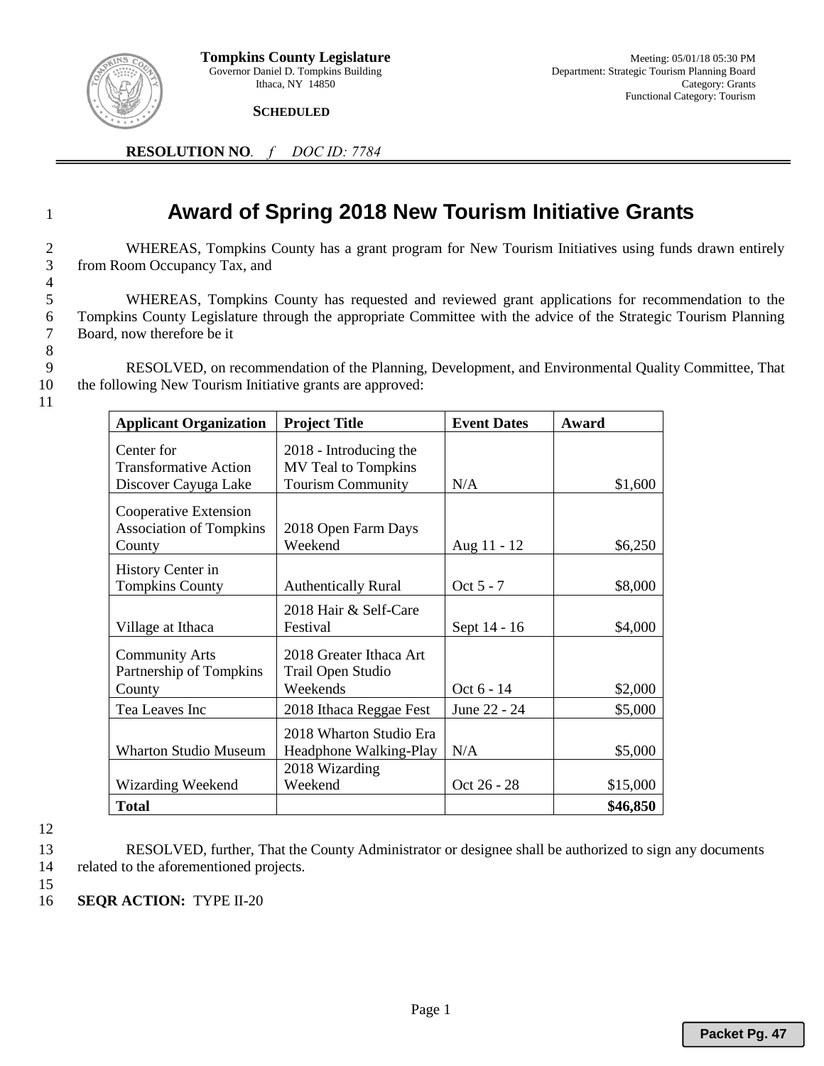**Tompkins County Legislature**
Governor Daniel D. Tompkins Building
Ithaca, NY 14850

**SCHEDULED**

Meeting: 05/01/18 05:30 PM
Department: Strategic Tourism Planning Board
Category: Grants
Functional Category: Tourism

**RESOLUTION NO.** *f DOC ID: 7784*

# Award of Spring 2018 New Tourism Initiative Grants

WHEREAS, Tompkins County has a grant program for New Tourism Initiatives using funds drawn entirely from Room Occupancy Tax, and

WHEREAS, Tompkins County has requested and reviewed grant applications for recommendation to the Tompkins County Legislature through the appropriate Committee with the advice of the Strategic Tourism Planning Board, now therefore be it

RESOLVED, on recommendation of the Planning, Development, and Environmental Quality Committee, That the following New Tourism Initiative grants are approved:

| Applicant Organization | Project Title | Event Dates | Award |
|---|---|---|---|
| Center for Transformative Action Discover Cayuga Lake | 2018 - Introducing the MV Teal to Tompkins Tourism Community | N/A | $1,600 |
| Cooperative Extension Association of Tompkins County | 2018 Open Farm Days Weekend | Aug 11 - 12 | $6,250 |
| History Center in Tompkins County | Authentically Rural | Oct 5 - 7 | $8,000 |
| Village at Ithaca | 2018 Hair & Self-Care Festival | Sept 14 - 16 | $4,000 |
| Community Arts Partnership of Tompkins County | 2018 Greater Ithaca Art Trail Open Studio Weekends | Oct 6 - 14 | $2,000 |
| Tea Leaves Inc | 2018 Ithaca Reggae Fest | June 22 - 24 | $5,000 |
| Wharton Studio Museum | 2018 Wharton Studio Era Headphone Walking-Play | N/A | $5,000 |
| Wizarding Weekend | 2018 Wizarding Weekend | Oct 26 - 28 | $15,000 |
| **Total** | | | **$46,850** |

RESOLVED, further, That the County Administrator or designee shall be authorized to sign any documents related to the aforementioned projects.

**SEQR ACTION:** TYPE II-20

Packet Pg. 47